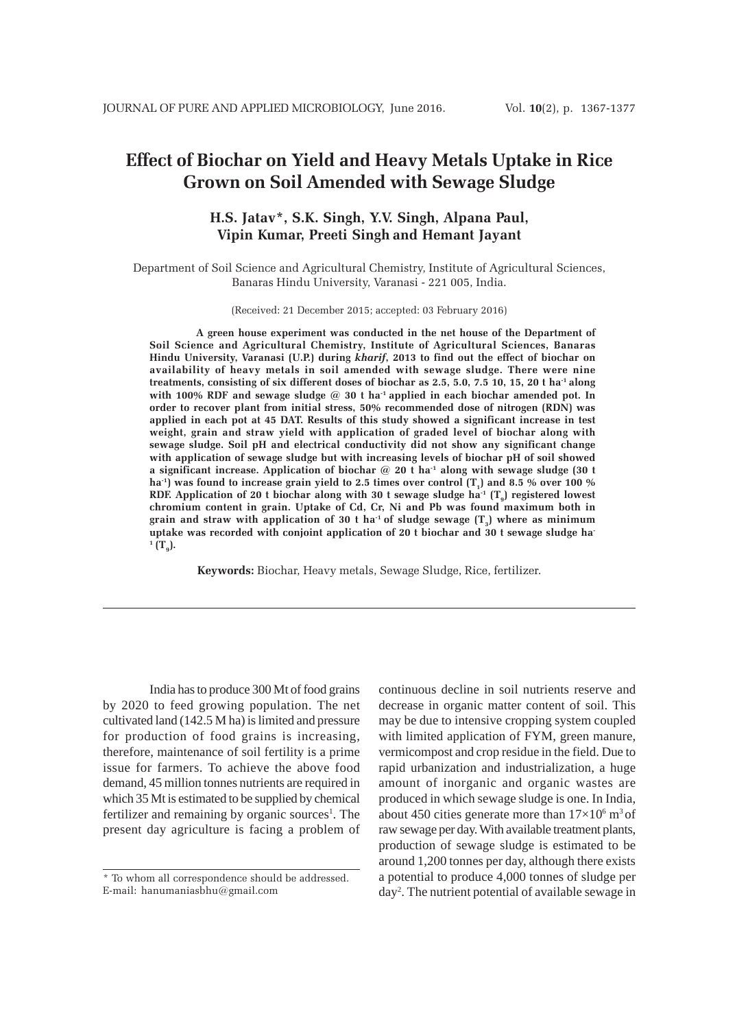# Effect of Biochar on Yield and Heavy Metals Uptake in Rice Grown on Soil Amended with Sewage Sludge

**H.S. Jatav*, S.K. Singh, Y.V. Singh, Alpana Paul, Vipin Kumar, Preeti Singh and Hemant Jayant**

Department of Soil Science and Agricultural Chemistry, Institute of Agricultural Sciences, Banaras Hindu University, Varanasi - 221 005, India.

(Received: 21 December 2015; accepted: 03 February 2016)

**A green house experiment was conducted in the net house of the Department of Soil Science and Agricultural Chemistry, Institute of Agricultural Sciences, Banaras Hindu University, Varanasi (U.P.) during *kharif*, 2013 to find out the effect of biochar on availability of heavy metals in soil amended with sewage sludge. There were nine treatments, consisting of six different doses of biochar as 2.5, 5.0, 7.5 10, 15, 20 t ha$^{-1}$ along with 100% RDF and sewage sludge @ 30 t ha$^{-1}$ applied in each biochar amended pot. In order to recover plant from initial stress, 50% recommended dose of nitrogen (RDN) was applied in each pot at 45 DAT. Results of this study showed a significant increase in test weight, grain and straw yield with application of graded level of biochar along with sewage sludge. Soil pH and electrical conductivity did not show any significant change with application of sewage sludge but with increasing levels of biochar pH of soil showed a significant increase. Application of biochar @ 20 t ha$^{-1}$ along with sewage sludge (30 t ha$^{-1}$) was found to increase grain yield to 2.5 times over control ($T_1$) and 8.5 % over 100 % RDF. Application of 20 t biochar along with 30 t sewage sludge ha$^{-1}$ ($T_9$) registered lowest chromium content in grain. Uptake of Cd, Cr, Ni and Pb was found maximum both in grain and straw with application of 30 t ha$^{-1}$ of sludge sewage ($T_3$) where as minimum uptake was recorded with conjoint application of 20 t biochar and 30 t sewage sludge ha$^{-1}$ ($T_9$).**

**Keywords:** Biochar, Heavy metals, Sewage Sludge, Rice, fertilizer.

---

India has to produce 300 Mt of food grains by 2020 to feed growing population. The net cultivated land (142.5 M ha) is limited and pressure for production of food grains is increasing, therefore, maintenance of soil fertility is a prime issue for farmers. To achieve the above food demand, 45 million tonnes nutrients are required in which 35 Mt is estimated to be supplied by chemical fertilizer and remaining by organic sources[1]. The present day agriculture is facing a problem of continuous decline in soil nutrients reserve and decrease in organic matter content of soil. This may be due to intensive cropping system coupled with limited application of FYM, green manure, vermicompost and crop residue in the field. Due to rapid urbanization and industrialization, a huge amount of inorganic and organic wastes are produced in which sewage sludge is one. In India, about 450 cities generate more than $17 \times 10^6$ $m^3$ of raw sewage per day. With available treatment plants, production of sewage sludge is estimated to be around 1,200 tonnes per day, although there exists a potential to produce 4,000 tonnes of sludge per day[2]. The nutrient potential of available sewage in

---

\* To whom all correspondence should be addressed.
E-mail: hanumaniasbhu@gmail.com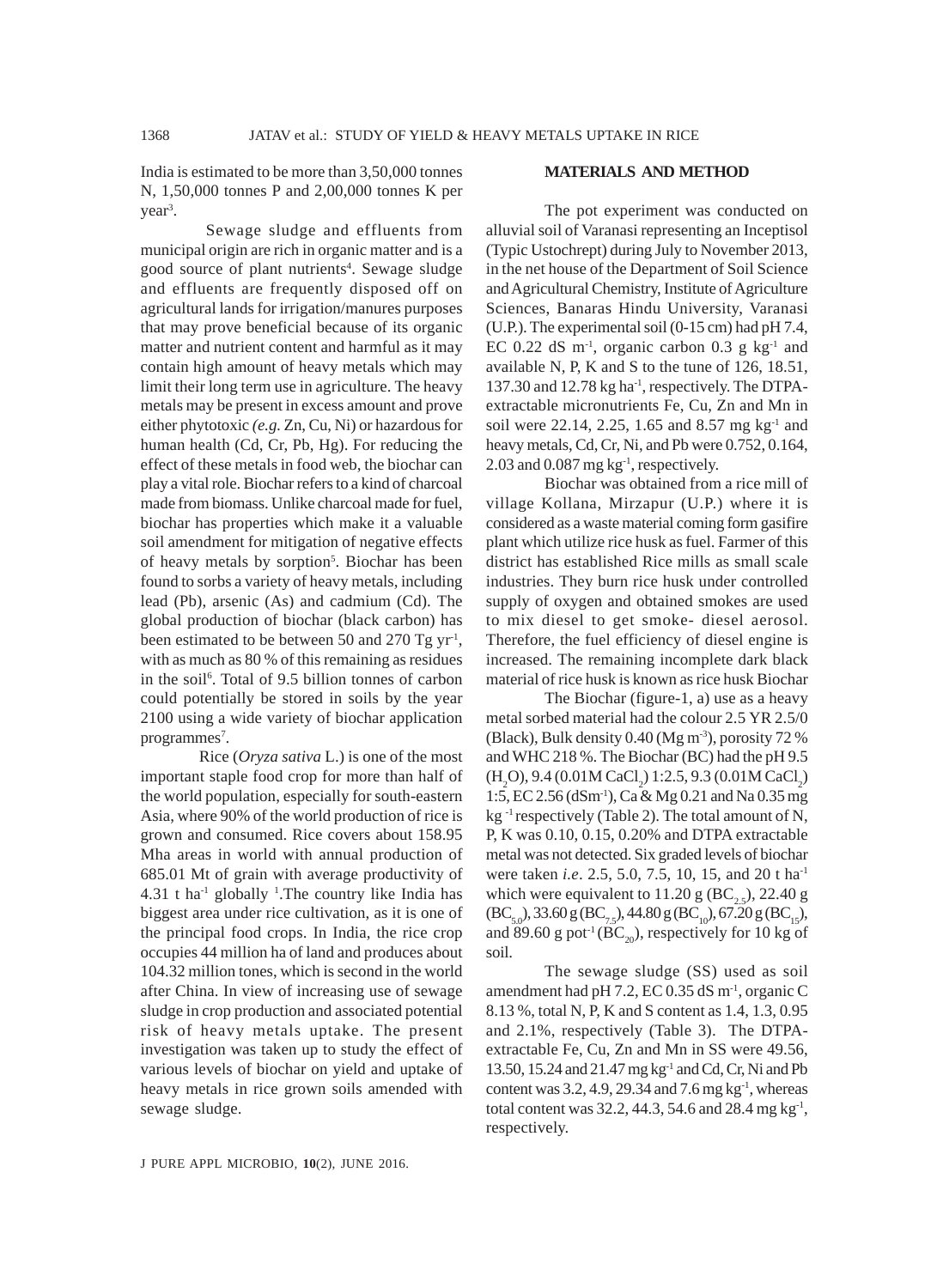India is estimated to be more than 3,50,000 tonnes N, 1,50,000 tonnes P and 2,00,000 tonnes K per year[3].

Sewage sludge and effluents from municipal origin are rich in organic matter and is a good source of plant nutrients[4]. Sewage sludge and effluents are frequently disposed off on agricultural lands for irrigation/manures purposes that may prove beneficial because of its organic matter and nutrient content and harmful as it may contain high amount of heavy metals which may limit their long term use in agriculture. The heavy metals may be present in excess amount and prove either phytotoxic *(e.g.* Zn, Cu, Ni) or hazardous for human health (Cd, Cr, Pb, Hg). For reducing the effect of these metals in food web, the biochar can play a vital role. Biochar refers to a kind of charcoal made from biomass. Unlike charcoal made for fuel, biochar has properties which make it a valuable soil amendment for mitigation of negative effects of heavy metals by sorption[5]. Biochar has been found to sorbs a variety of heavy metals, including lead (Pb), arsenic (As) and cadmium (Cd). The global production of biochar (black carbon) has been estimated to be between 50 and 270 Tg $yr^{-1}$, with as much as 80 % of this remaining as residues in the soil[6]. Total of 9.5 billion tonnes of carbon could potentially be stored in soils by the year 2100 using a wide variety of biochar application programmes[7].

Rice (*Oryza sativa* L.) is one of the most important staple food crop for more than half of the world population, especially for south-eastern Asia, where 90% of the world production of rice is grown and consumed. Rice covers about 158.95 Mha areas in world with annual production of 685.01 Mt of grain with average productivity of 4.31 t $ha^{-1}$ globally [1].The country like India has biggest area under rice cultivation, as it is one of the principal food crops. In India, the rice crop occupies 44 million ha of land and produces about 104.32 million tones, which is second in the world after China. In view of increasing use of sewage sludge in crop production and associated potential risk of heavy metals uptake. The present investigation was taken up to study the effect of various levels of biochar on yield and uptake of heavy metals in rice grown soils amended with sewage sludge.

## MATERIALS AND METHOD

The pot experiment was conducted on alluvial soil of Varanasi representing an Inceptisol (Typic Ustochrept) during July to November 2013, in the net house of the Department of Soil Science and Agricultural Chemistry, Institute of Agriculture Sciences, Banaras Hindu University, Varanasi (U.P.). The experimental soil (0-15 cm) had pH 7.4, EC 0.22 dS $m^{-1}$, organic carbon 0.3 g $kg^{-1}$ and available N, P, K and S to the tune of 126, 18.51, 137.30 and 12.78 kg $ha^{-1}$, respectively. The DTPA-extractable micronutrients Fe, Cu, Zn and Mn in soil were 22.14, 2.25, 1.65 and 8.57 mg $kg^{-1}$ and heavy metals, Cd, Cr, Ni, and Pb were 0.752, 0.164, 2.03 and 0.087 mg $kg^{-1}$, respectively.

Biochar was obtained from a rice mill of village Kollana, Mirzapur (U.P.) where it is considered as a waste material coming form gasifire plant which utilize rice husk as fuel. Farmer of this district has established Rice mills as small scale industries. They burn rice husk under controlled supply of oxygen and obtained smokes are used to mix diesel to get smoke- diesel aerosol. Therefore, the fuel efficiency of diesel engine is increased. The remaining incomplete dark black material of rice husk is known as rice husk Biochar

The Biochar (figure-1, a) use as a heavy metal sorbed material had the colour 2.5 YR 2.5/0 (Black), Bulk density 0.40 (Mg $m^{-3}$), porosity 72 % and WHC 218 %. The Biochar (BC) had the pH 9.5 ($H_2O$), 9.4 (0.01M $CaCl_2$) 1:2.5, 9.3 (0.01M $CaCl_2$) 1:5, EC 2.56 ($dSm^{-1}$), Ca & Mg 0.21 and Na 0.35 mg $kg^{-1}$ respectively (Table 2). The total amount of N, P, K was 0.10, 0.15, 0.20% and DTPA extractable metal was not detected. Six graded levels of biochar were taken *i.e*. 2.5, 5.0, 7.5, 10, 15, and 20 t $ha^{-1}$ which were equivalent to 11.20 g ($BC_{2.5}$), 22.40 g ($BC_{5.0}$), 33.60 g ($BC_{7.5}$), 44.80 g ($BC_{10}$), 67.20 g ($BC_{15}$), and 89.60 g $pot^{-1}$ ($BC_{20}$), respectively for 10 kg of soil.

The sewage sludge (SS) used as soil amendment had pH 7.2, EC 0.35 dS $m^{-1}$, organic C 8.13 %, total N, P, K and S content as 1.4, 1.3, 0.95 and 2.1%, respectively (Table 3). The DTPA-extractable Fe, Cu, Zn and Mn in SS were 49.56, 13.50, 15.24 and 21.47 mg $kg^{-1}$ and Cd, Cr, Ni and Pb content was 3.2, 4.9, 29.34 and 7.6 mg $kg^{-1}$, whereas total content was 32.2, 44.3, 54.6 and 28.4 mg $kg^{-1}$, respectively.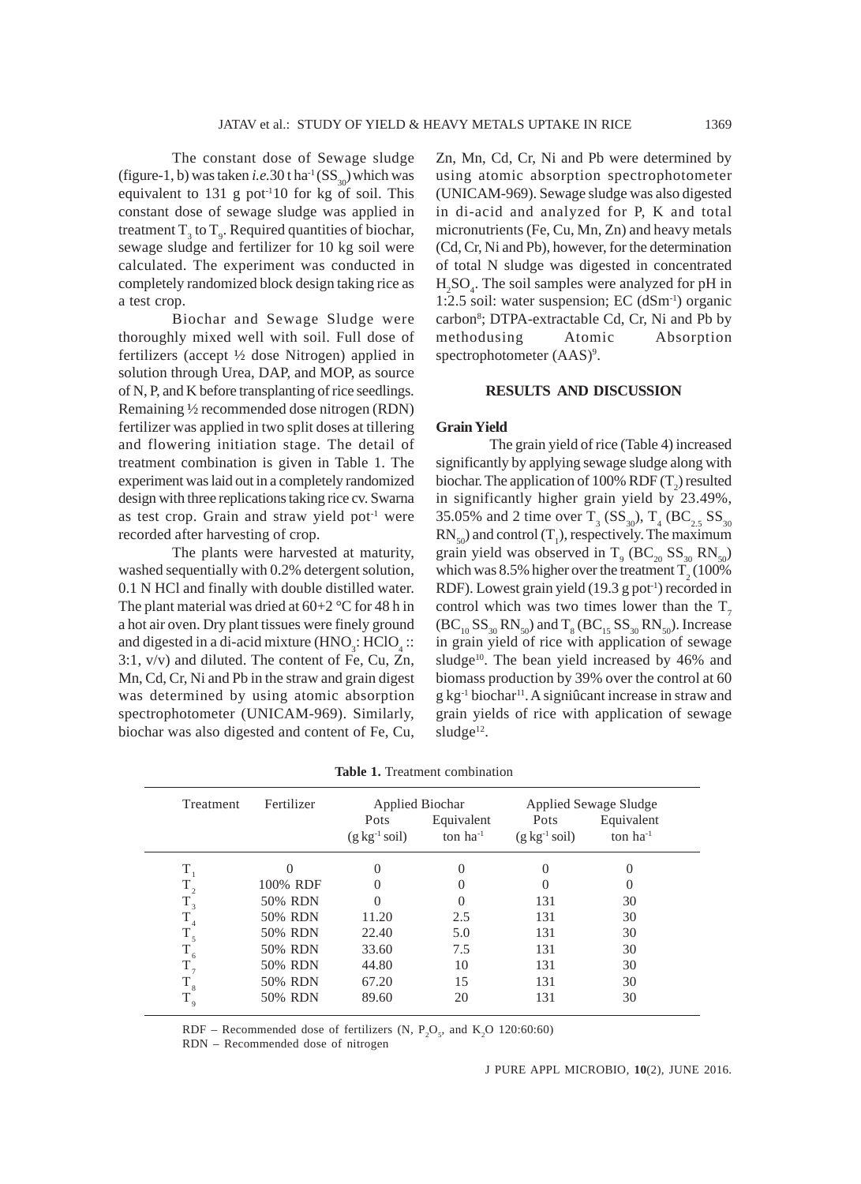The constant dose of Sewage sludge (figure-1, b) was taken *i.e.*30 t ha$^{-1}$ ($SS_{30}$) which was equivalent to 131 g pot$^{-1}$10 for kg of soil. This constant dose of sewage sludge was applied in treatment $T_3$ to $T_9$. Required quantities of biochar, sewage sludge and fertilizer for 10 kg soil were calculated. The experiment was conducted in completely randomized block design taking rice as a test crop.

Biochar and Sewage Sludge were thoroughly mixed well with soil. Full dose of fertilizers (accept ½ dose Nitrogen) applied in solution through Urea, DAP, and MOP, as source of N, P, and K before transplanting of rice seedlings. Remaining ½ recommended dose nitrogen (RDN) fertilizer was applied in two split doses at tillering and flowering initiation stage. The detail of treatment combination is given in Table 1. The experiment was laid out in a completely randomized design with three replications taking rice cv. Swarna as test crop. Grain and straw yield pot$^{-1}$ were recorded after harvesting of crop.

The plants were harvested at maturity, washed sequentially with 0.2% detergent solution, 0.1 N HCl and finally with double distilled water. The plant material was dried at 60+2 °C for 48 h in a hot air oven. Dry plant tissues were finely ground and digested in a di-acid mixture ($HNO_3$: $HClO_4$ :: 3:1, v/v) and diluted. The content of Fe, Cu, Zn, Mn, Cd, Cr, Ni and Pb in the straw and grain digest was determined by using atomic absorption spectrophotometer (UNICAM-969). Similarly, biochar was also digested and content of Fe, Cu, Zn, Mn, Cd, Cr, Ni and Pb were determined by using atomic absorption spectrophotometer (UNICAM-969). Sewage sludge was also digested in di-acid and analyzed for P, K and total micronutrients (Fe, Cu, Mn, Zn) and heavy metals (Cd, Cr, Ni and Pb), however, for the determination of total N sludge was digested in concentrated $H_2SO_4$. The soil samples were analyzed for pH in 1:2.5 soil: water suspension; EC (dSm$^{-1}$) organic carbon[8]; DTPA-extractable Cd, Cr, Ni and Pb by methodusing Atomic Absorption spectrophotometer (AAS)[9].

## RESULTS AND DISCUSSION

### Grain Yield

The grain yield of rice (Table 4) increased significantly by applying sewage sludge along with biochar. The application of 100% RDF ($T_2$) resulted in significantly higher grain yield by 23.49%, 35.05% and 2 time over $T_3$ ($SS_{30}$), $T_4$ ($BC_{2.5}$ $SS_{30}$ $RN_{50}$) and control ($T_1$), respectively. The maximum grain yield was observed in $T_9$ ($BC_{20}$ $SS_{30}$ $RN_{50}$) which was 8.5% higher over the treatment $T_2$ (100% RDF). Lowest grain yield (19.3 g pot$^{-1}$) recorded in control which was two times lower than the $T_7$ ($BC_{10}$ $SS_{30}$ $RN_{50}$) and $T_8$ ($BC_{15}$ $SS_{30}$ $RN_{50}$). Increase in grain yield of rice with application of sewage sludge[10]. The bean yield increased by 46% and biomass production by 39% over the control at 60 g kg$^{-1}$ biochar[11]. A signiûcant increase in straw and grain yields of rice with application of sewage sludge[12].

**Table 1.** Treatment combination

| Treatment | Fertilizer | Applied Biochar | | Applied Sewage Sludge | |
|---|---|---|---|---|---|
| | | Pots (g kg$^{-1}$ soil) | Equivalent ton ha$^{-1}$ | Pots (g kg$^{-1}$ soil) | Equivalent ton ha$^{-1}$ |
| $T_1$ | 0 | 0 | 0 | 0 | 0 |
| $T_2$ | 100% RDF | 0 | 0 | 0 | 0 |
| $T_3$ | 50% RDN | 0 | 0 | 131 | 30 |
| $T_4$ | 50% RDN | 11.20 | 2.5 | 131 | 30 |
| $T_5$ | 50% RDN | 22.40 | 5.0 | 131 | 30 |
| $T_6$ | 50% RDN | 33.60 | 7.5 | 131 | 30 |
| $T_7$ | 50% RDN | 44.80 | 10 | 131 | 30 |
| $T_8$ | 50% RDN | 67.20 | 15 | 131 | 30 |
| $T_9$ | 50% RDN | 89.60 | 20 | 131 | 30 |

RDF – Recommended dose of fertilizers (N, $P_2O_5$, and $K_2O$ 120:60:60)

RDN – Recommended dose of nitrogen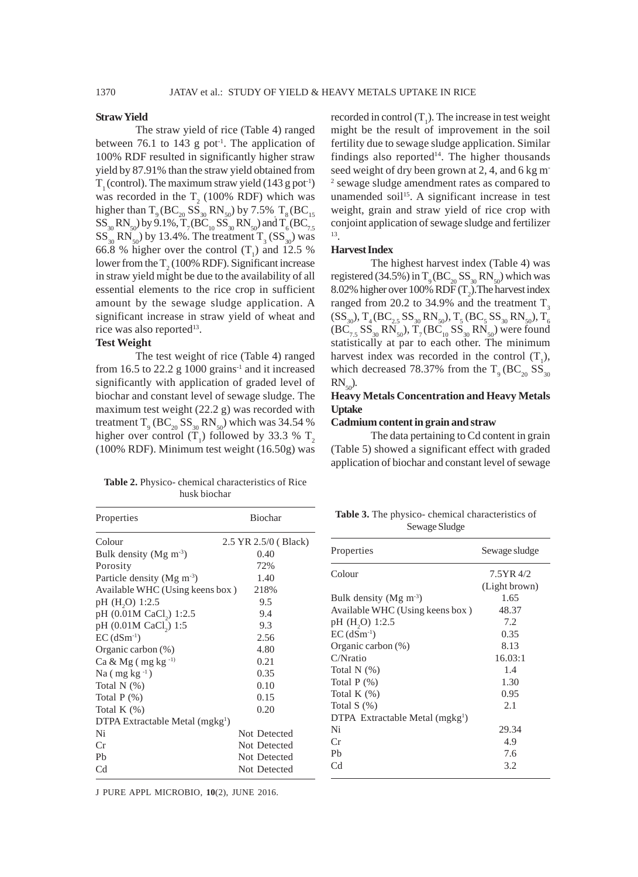**Straw Yield**

The straw yield of rice (Table 4) ranged between 76.1 to 143 g pot$^{-1}$. The application of 100% RDF resulted in significantly higher straw yield by 87.91% than the straw yield obtained from $T_1$ (control). The maximum straw yield (143 g pot$^{-1}$) was recorded in the $T_2$ (100% RDF) which was higher than $T_9$ ($BC_{20}$ $SS_{30}$ $RN_{50}$) by 7.5%, $T_8$ ($BC_{15}$ $SS_{30}$ $RN_{50}$) by 9.1%, $T_7$ ($BC_{10}$ $SS_{30}$ $RN_{50}$) and $T_6$ ($BC_{7.5}$ $SS_{30}$ $RN_{50}$) by 13.4%. The treatment $T_3$ ($SS_{30}$) was 66.8 % higher over the control ($T_1$) and 12.5 % lower from the $T_2$ (100% RDF). Significant increase in straw yield might be due to the availability of all essential elements to the rice crop in sufficient amount by the sewage sludge application. A significant increase in straw yield of wheat and rice was also reported[13].

**Test Weight**

The test weight of rice (Table 4) ranged from 16.5 to 22.2 g 1000 grains$^{-1}$ and it increased significantly with application of graded level of biochar and constant level of sewage sludge. The maximum test weight (22.2 g) was recorded with treatment $T_9$ ($BC_{20}$ $SS_{30}$ $RN_{50}$) which was 34.54 % higher over control ($T_1$) followed by 33.3 % $T_2$ (100% RDF). Minimum test weight (16.50g) was recorded in control ($T_1$). The increase in test weight might be the result of improvement in the soil fertility due to sewage sludge application. Similar findings also reported[14]. The higher thousands seed weight of dry been grown at 2, 4, and 6 kg m$^{-2}$ sewage sludge amendment rates as compared to unamended soil[15]. A significant increase in test weight, grain and straw yield of rice crop with conjoint application of sewage sludge and fertilizer [13].

**Harvest Index**

The highest harvest index (Table 4) was registered (34.5%) in $T_9$ ($BC_{20}$ $SS_{30}$ $RN_{50}$) which was 8.02% higher over 100% RDF ($T_2$).The harvest index ranged from 20.2 to 34.9% and the treatment $T_3$ ($SS_{30}$), $T_4$ ($BC_{2.5}$ $SS_{30}$ $RN_{50}$), $T_5$ ($BC_5$ $SS_{30}$ $RN_{50}$), $T_6$ ($BC_{7.5}$ $SS_{30}$ $RN_{50}$), $T_7$ ($BC_{10}$ $SS_{30}$ $RN_{50}$) were found statistically at par to each other. The minimum harvest index was recorded in the control ($T_1$), which decreased 78.37% from the $T_9$ ($BC_{20}$ $SS_{30}$ $RN_{50}$).

**Heavy Metals Concentration and Heavy Metals Uptake**

**Cadmium content in grain and straw**

The data pertaining to Cd content in grain (Table 5) showed a significant effect with graded application of biochar and constant level of sewage

**Table 2.** Physico- chemical characteristics of Rice husk biochar

| Properties | Biochar |
|---|---|
| Colour | 2.5 YR 2.5/0 ( Black) |
| Bulk density (Mg m$^{-3}$) | 0.40 |
| Porosity | 72% |
| Particle density (Mg m$^{-3}$) | 1.40 |
| Available WHC (Using keens box ) | 218% |
| pH ($H_2O$) 1:2.5 | 9.5 |
| pH (0.01M $CaCl_2$) 1:2.5 | 9.4 |
| pH (0.01M $CaCl_2$) 1:5 | 9.3 |
| EC (dSm$^{-1}$) | 2.56 |
| Organic carbon (%) | 4.80 |
| Ca & Mg ( mg kg$^{-1}$) | 0.21 |
| Na ( mg kg$^{-1}$ ) | 0.35 |
| Total N (%) | 0.10 |
| Total P (%) | 0.15 |
| Total K (%) | 0.20 |
| DTPA Extractable Metal (mgkg$^{1}$) | |
| Ni | Not Detected |
| Cr | Not Detected |
| Pb | Not Detected |
| Cd | Not Detected |

**Table 3.** The physico- chemical characteristics of Sewage Sludge

| Properties | Sewage sludge |
|---|---|
| Colour | 7.5YR 4/2 (Light brown) |
| Bulk density (Mg m$^{-3}$) | 1.65 |
| Available WHC (Using keens box ) | 48.37 |
| pH ($H_2O$) 1:2.5 | 7.2 |
| EC (dSm$^{-1}$) | 0.35 |
| Organic carbon (%) | 8.13 |
| C/Nratio | 16.03:1 |
| Total N (%) | 1.4 |
| Total P (%) | 1.30 |
| Total K (%) | 0.95 |
| Total S (%) | 2.1 |
| DTPA Extractable Metal (mgkg$^{1}$) | |
| Ni | 29.34 |
| Cr | 4.9 |
| Pb | 7.6 |
| Cd | 3.2 |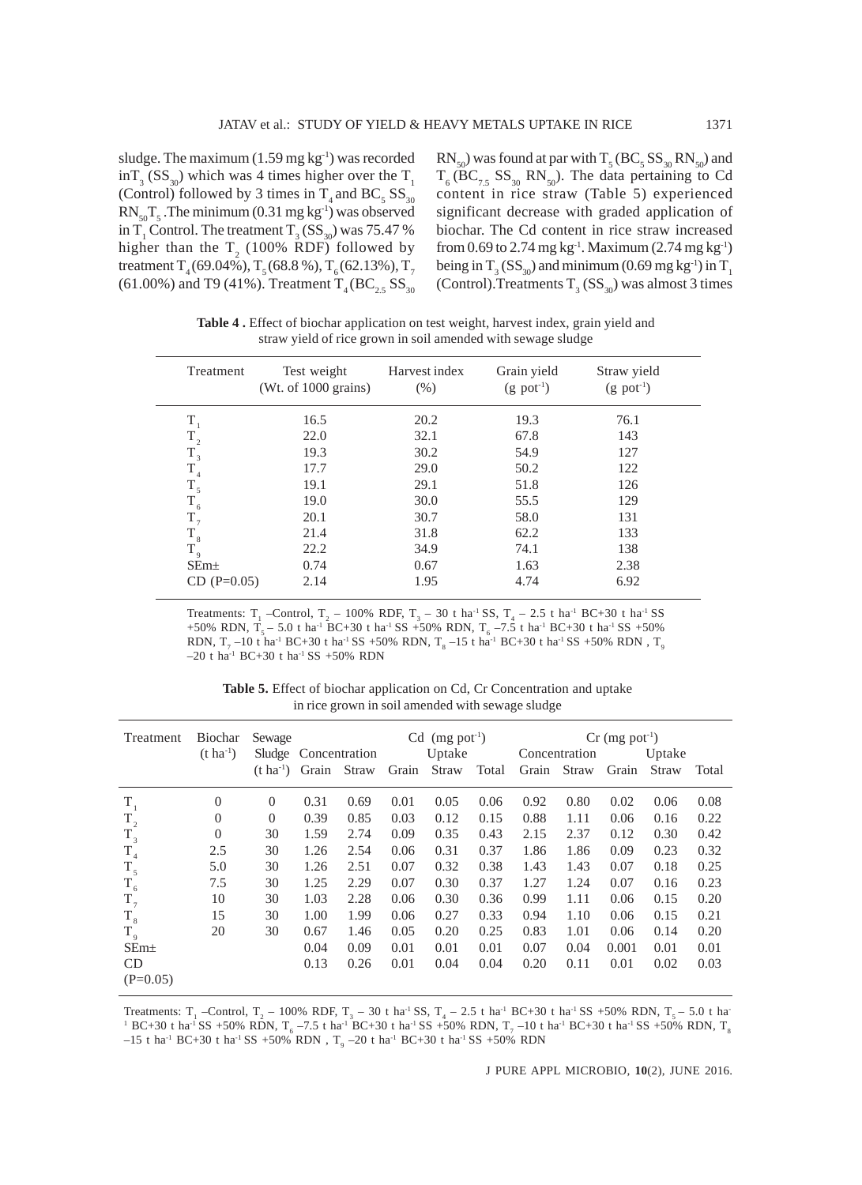sludge. The maximum (1.59 mg kg$^{-1}$) was recorded in$T_3$ ($SS_{30}$) which was 4 times higher over the $T_1$ (Control) followed by 3 times in $T_4$ and $BC_5$ $SS_{30}$ $RN_{50}T_5$ .The minimum (0.31 mg kg$^{-1}$) was observed in $T_1$ Control. The treatment $T_3$ ($SS_{30}$) was 75.47 % higher than the $T_2$ (100% RDF) followed by treatment $T_4$ (69.04%), $T_5$ (68.8 %), $T_6$ (62.13%), $T_7$ (61.00%) and T9 (41%). Treatment $T_4$ ($BC_{2.5}$ $SS_{30}$ $RN_{50}$) was found at par with $T_5$ ($BC_5$ $SS_{30}$ $RN_{50}$) and $T_6$ ($BC_{7.5}$ $SS_{30}$ $RN_{50}$). The data pertaining to Cd content in rice straw (Table 5) experienced significant decrease with graded application of biochar. The Cd content in rice straw increased from 0.69 to 2.74 mg kg$^{-1}$. Maximum (2.74 mg kg$^{-1}$) being in $T_3$ ($SS_{30}$) and minimum (0.69 mg kg$^{-1}$) in $T_1$ (Control).Treatments $T_3$ ($SS_{30}$) was almost 3 times

**Table 4 .** Effect of biochar application on test weight, harvest index, grain yield and straw yield of rice grown in soil amended with sewage sludge

| Treatment | Test weight (Wt. of 1000 grains) | Harvest index (%) | Grain yield (g pot$^{-1}$) | Straw yield (g pot$^{-1}$) |
|---|---|---|---|---|
| $T_1$ | 16.5 | 20.2 | 19.3 | 76.1 |
| $T_2$ | 22.0 | 32.1 | 67.8 | 143 |
| $T_3$ | 19.3 | 30.2 | 54.9 | 127 |
| $T_4$ | 17.7 | 29.0 | 50.2 | 122 |
| $T_5$ | 19.1 | 29.1 | 51.8 | 126 |
| $T_6$ | 19.0 | 30.0 | 55.5 | 129 |
| $T_7$ | 20.1 | 30.7 | 58.0 | 131 |
| $T_8$ | 21.4 | 31.8 | 62.2 | 133 |
| $T_9$ | 22.2 | 34.9 | 74.1 | 138 |
| SEm± | 0.74 | 0.67 | 1.63 | 2.38 |
| CD (P=0.05) | 2.14 | 1.95 | 4.74 | 6.92 |

Treatments: $T_1$ –Control, $T_2$ – 100% RDF, $T_3$ – 30 t ha$^{-1}$ SS, $T_4$ – 2.5 t ha$^{-1}$ BC+30 t ha$^{-1}$ SS +50% RDN, $T_5$ – 5.0 t ha$^{-1}$ BC+30 t ha$^{-1}$ SS +50% RDN, $T_6$ –7.5 t ha$^{-1}$ BC+30 t ha$^{-1}$ SS +50% RDN, $T_7$ –10 t ha$^{-1}$ BC+30 t ha$^{-1}$ SS +50% RDN, $T_8$ –15 t ha$^{-1}$ BC+30 t ha$^{-1}$ SS +50% RDN , $T_9$ –20 t ha$^{-1}$ BC+30 t ha$^{-1}$ SS +50% RDN

**Table 5.** Effect of biochar application on Cd, Cr Concentration and uptake in rice grown in soil amended with sewage sludge

| Treatment | Biochar (t ha$^{-1}$) | Sewage Sludge (t ha$^{-1}$) | Cd (mg pot$^{-1}$) Concentration | | Cd Uptake | | | Cr (mg pot$^{-1}$) Concentration | | Cr Uptake | | |
|---|---|---|---|---|---|---|---|---|---|---|---|---|
| | | | Grain | Straw | Grain | Straw | Total | Grain | Straw | Grain | Straw | Total |
| $T_1$ | 0 | 0 | 0.31 | 0.69 | 0.01 | 0.05 | 0.06 | 0.92 | 0.80 | 0.02 | 0.06 | 0.08 |
| $T_2$ | 0 | 0 | 0.39 | 0.85 | 0.03 | 0.12 | 0.15 | 0.88 | 1.11 | 0.06 | 0.16 | 0.22 |
| $T_3$ | 0 | 30 | 1.59 | 2.74 | 0.09 | 0.35 | 0.43 | 2.15 | 2.37 | 0.12 | 0.30 | 0.42 |
| $T_4$ | 2.5 | 30 | 1.26 | 2.54 | 0.06 | 0.31 | 0.37 | 1.86 | 1.86 | 0.09 | 0.23 | 0.32 |
| $T_5$ | 5.0 | 30 | 1.26 | 2.51 | 0.07 | 0.32 | 0.38 | 1.43 | 1.43 | 0.07 | 0.18 | 0.25 |
| $T_6$ | 7.5 | 30 | 1.25 | 2.29 | 0.07 | 0.30 | 0.37 | 1.27 | 1.24 | 0.07 | 0.16 | 0.23 |
| $T_7$ | 10 | 30 | 1.03 | 2.28 | 0.06 | 0.30 | 0.36 | 0.99 | 1.11 | 0.06 | 0.15 | 0.20 |
| $T_8$ | 15 | 30 | 1.00 | 1.99 | 0.06 | 0.27 | 0.33 | 0.94 | 1.10 | 0.06 | 0.15 | 0.21 |
| $T_9$ | 20 | 30 | 0.67 | 1.46 | 0.05 | 0.20 | 0.25 | 0.83 | 1.01 | 0.06 | 0.14 | 0.20 |
| SEm± | | | 0.04 | 0.09 | 0.01 | 0.01 | 0.01 | 0.07 | 0.04 | 0.001 | 0.01 | 0.01 |
| CD (P=0.05) | | | 0.13 | 0.26 | 0.01 | 0.04 | 0.04 | 0.20 | 0.11 | 0.01 | 0.02 | 0.03 |

Treatments: $T_1$ –Control, $T_2$ – 100% RDF, $T_3$ – 30 t ha$^{-1}$ SS, $T_4$ – 2.5 t ha$^{-1}$ BC+30 t ha$^{-1}$ SS +50% RDN, $T_5$ – 5.0 t ha$^{-1}$ BC+30 t ha$^{-1}$ SS +50% RDN, $T_6$ –7.5 t ha$^{-1}$ BC+30 t ha$^{-1}$ SS +50% RDN, $T_7$ –10 t ha$^{-1}$ BC+30 t ha$^{-1}$ SS +50% RDN, $T_8$ –15 t ha$^{-1}$ BC+30 t ha$^{-1}$ SS +50% RDN , $T_9$ –20 t ha$^{-1}$ BC+30 t ha$^{-1}$ SS +50% RDN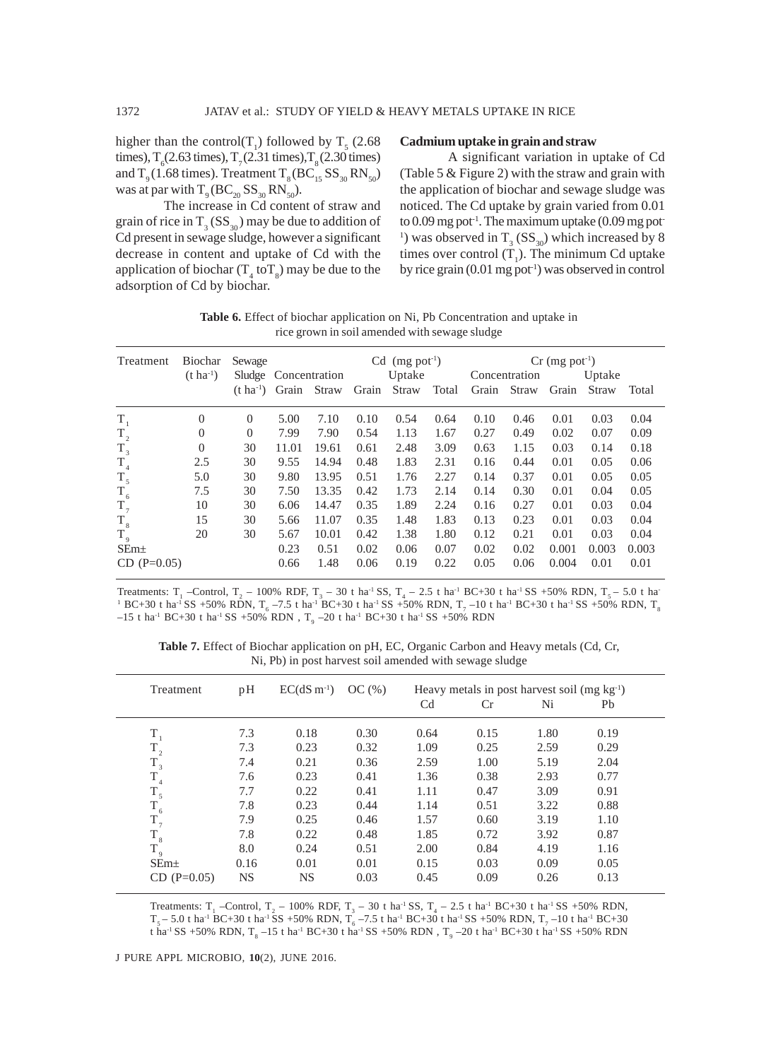higher than the control($T_1$) followed by $T_5$ (2.68 times), $T_6$(2.63 times), $T_7$(2.31 times),$T_8$(2.30 times) and $T_9$(1.68 times). Treatment $T_8$($BC_{15}$ $SS_{30}$ $RN_{50}$) was at par with $T_9$($BC_{20}$ $SS_{30}$ $RN_{50}$).

The increase in Cd content of straw and grain of rice in $T_3$ ($SS_{30}$) may be due to addition of Cd present in sewage sludge, however a significant decrease in content and uptake of Cd with the application of biochar ($T_4$ to$T_8$) may be due to the adsorption of Cd by biochar.

**Cadmium uptake in grain and straw**

A significant variation in uptake of Cd (Table 5 & Figure 2) with the straw and grain with the application of biochar and sewage sludge was noticed. The Cd uptake by grain varied from 0.01 to 0.09 mg pot$^{-1}$. The maximum uptake (0.09 mg pot$^{-1}$) was observed in $T_3$ ($SS_{30}$) which increased by 8 times over control ($T_1$). The minimum Cd uptake by rice grain (0.01 mg pot$^{-1}$) was observed in control

**Table 6.** Effect of biochar application on Ni, Pb Concentration and uptake in rice grown in soil amended with sewage sludge

| Treatment | Biochar (t ha$^{-1}$) | Sewage Sludge (t ha$^{-1}$) | Cd (mg pot$^{-1}$) | | | | | Cr (mg pot$^{-1}$) | | | | |
|---|---|---|---|---|---|---|---|---|---|---|---|---|
| | | | Concentration | | Uptake | | | Concentration | | Uptake | | |
| | | | Grain | Straw | Grain | Straw | Total | Grain | Straw | Grain | Straw | Total |
| $T_1$ | 0 | 0 | 5.00 | 7.10 | 0.10 | 0.54 | 0.64 | 0.10 | 0.46 | 0.01 | 0.03 | 0.04 |
| $T_2$ | 0 | 0 | 7.99 | 7.90 | 0.54 | 1.13 | 1.67 | 0.27 | 0.49 | 0.02 | 0.07 | 0.09 |
| $T_3$ | 0 | 30 | 11.01 | 19.61 | 0.61 | 2.48 | 3.09 | 0.63 | 1.15 | 0.03 | 0.14 | 0.18 |
| $T_4$ | 2.5 | 30 | 9.55 | 14.94 | 0.48 | 1.83 | 2.31 | 0.16 | 0.44 | 0.01 | 0.05 | 0.06 |
| $T_5$ | 5.0 | 30 | 9.80 | 13.95 | 0.51 | 1.76 | 2.27 | 0.14 | 0.37 | 0.01 | 0.05 | 0.05 |
| $T_6$ | 7.5 | 30 | 7.50 | 13.35 | 0.42 | 1.73 | 2.14 | 0.14 | 0.30 | 0.01 | 0.04 | 0.05 |
| $T_7$ | 10 | 30 | 6.06 | 14.47 | 0.35 | 1.89 | 2.24 | 0.16 | 0.27 | 0.01 | 0.03 | 0.04 |
| $T_8$ | 15 | 30 | 5.66 | 11.07 | 0.35 | 1.48 | 1.83 | 0.13 | 0.23 | 0.01 | 0.03 | 0.04 |
| $T_9$ | 20 | 30 | 5.67 | 10.01 | 0.42 | 1.38 | 1.80 | 0.12 | 0.21 | 0.01 | 0.03 | 0.04 |
| SEm± | | | 0.23 | 0.51 | 0.02 | 0.06 | 0.07 | 0.02 | 0.02 | 0.001 | 0.003 | 0.003 |
| CD (P=0.05) | | | 0.66 | 1.48 | 0.06 | 0.19 | 0.22 | 0.05 | 0.06 | 0.004 | 0.01 | 0.01 |

Treatments: $T_1$ –Control, $T_2$ – 100% RDF, $T_3$ – 30 t ha$^{-1}$ SS, $T_4$ – 2.5 t ha$^{-1}$ BC+30 t ha$^{-1}$ SS +50% RDN, $T_5$ – 5.0 t ha$^{-1}$ BC+30 t ha$^{-1}$ SS +50% RDN, $T_6$ –7.5 t ha$^{-1}$ BC+30 t ha$^{-1}$ SS +50% RDN, $T_7$ –10 t ha$^{-1}$ BC+30 t ha$^{-1}$ SS +50% RDN, $T_8$ –15 t ha$^{-1}$ BC+30 t ha$^{-1}$ SS +50% RDN , $T_9$ –20 t ha$^{-1}$ BC+30 t ha$^{-1}$ SS +50% RDN

**Table 7.** Effect of Biochar application on pH, EC, Organic Carbon and Heavy metals (Cd, Cr, Ni, Pb) in post harvest soil amended with sewage sludge

| Treatment | pH | EC(dS m$^{-1}$) | OC (%) | Heavy metals in post harvest soil (mg kg$^{-1}$) | | | |
|---|---|---|---|---|---|---|---|
| | | | | Cd | Cr | Ni | Pb |
| $T_1$ | 7.3 | 0.18 | 0.30 | 0.64 | 0.15 | 1.80 | 0.19 |
| $T_2$ | 7.3 | 0.23 | 0.32 | 1.09 | 0.25 | 2.59 | 0.29 |
| $T_3$ | 7.4 | 0.21 | 0.36 | 2.59 | 1.00 | 5.19 | 2.04 |
| $T_4$ | 7.6 | 0.23 | 0.41 | 1.36 | 0.38 | 2.93 | 0.77 |
| $T_5$ | 7.7 | 0.22 | 0.41 | 1.11 | 0.47 | 3.09 | 0.91 |
| $T_6$ | 7.8 | 0.23 | 0.44 | 1.14 | 0.51 | 3.22 | 0.88 |
| $T_7$ | 7.9 | 0.25 | 0.46 | 1.57 | 0.60 | 3.19 | 1.10 |
| $T_8$ | 7.8 | 0.22 | 0.48 | 1.85 | 0.72 | 3.92 | 0.87 |
| $T_9$ | 8.0 | 0.24 | 0.51 | 2.00 | 0.84 | 4.19 | 1.16 |
| SEm± | 0.16 | 0.01 | 0.01 | 0.15 | 0.03 | 0.09 | 0.05 |
| CD (P=0.05) | NS | NS | 0.03 | 0.45 | 0.09 | 0.26 | 0.13 |

Treatments: $T_1$ –Control, $T_2$ – 100% RDF, $T_3$ – 30 t ha$^{-1}$ SS, $T_4$ – 2.5 t ha$^{-1}$ BC+30 t ha$^{-1}$ SS +50% RDN, $T_5$ – 5.0 t ha$^{-1}$ BC+30 t ha$^{-1}$ SS +50% RDN, $T_6$ –7.5 t ha$^{-1}$ BC+30 t ha$^{-1}$ SS +50% RDN, $T_7$ –10 t ha$^{-1}$ BC+30 t ha$^{-1}$ SS +50% RDN, $T_8$ –15 t ha$^{-1}$ BC+30 t ha$^{-1}$ SS +50% RDN , $T_9$ –20 t ha$^{-1}$ BC+30 t ha$^{-1}$ SS +50% RDN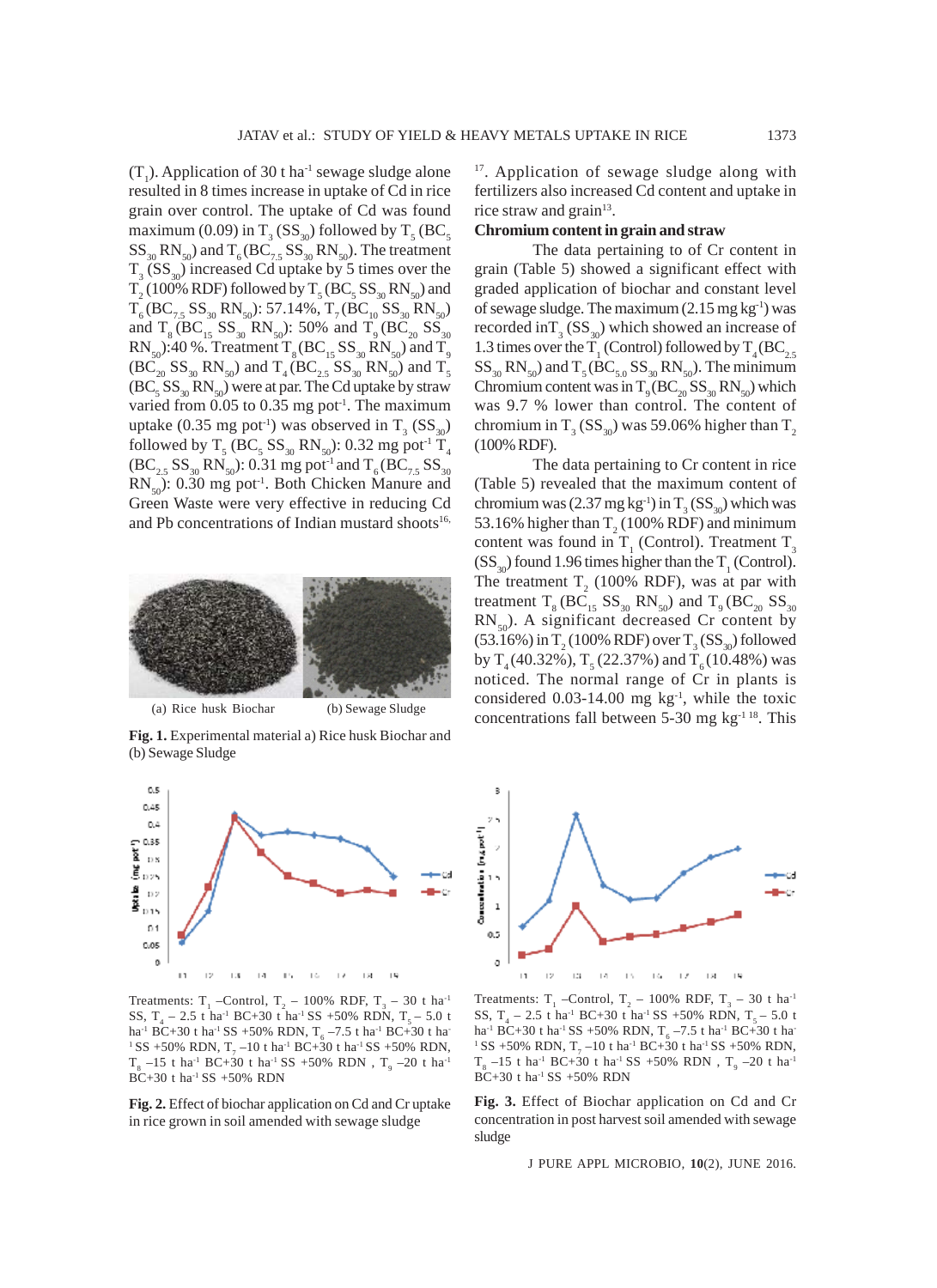($T_1$). Application of 30 t $ha^{-1}$ sewage sludge alone resulted in 8 times increase in uptake of Cd in rice grain over control. The uptake of Cd was found maximum (0.09) in $T_3$ ($SS_{30}$) followed by $T_5$ ($BC_5$ $SS_{30}$ $RN_{50}$) and $T_6$ ($BC_{7.5}$ $SS_{30}$ $RN_{50}$). The treatment $T_3$ ($SS_{30}$) increased Cd uptake by 5 times over the $T_2$ (100% RDF) followed by $T_5$ ($BC_5$ $SS_{30}$ $RN_{50}$) and $T_6$ ($BC_{7.5}$ $SS_{30}$ $RN_{50}$): 57.14%, $T_7$ ($BC_{10}$ $SS_{30}$ $RN_{50}$) and $T_8$ ($BC_{15}$ $SS_{30}$ $RN_{50}$): 50% and $T_9$ ($BC_{20}$ $SS_{30}$ $RN_{50}$):40 %. Treatment $T_8$ ($BC_{15}$ $SS_{30}$ $RN_{50}$) and $T_9$ ($BC_{20}$ $SS_{30}$ $RN_{50}$) and $T_4$ ($BC_{2.5}$ $SS_{30}$ $RN_{50}$) and $T_5$ ($BC_5$ $SS_{30}$ $RN_{50}$) were at par. The Cd uptake by straw varied from 0.05 to 0.35 mg $pot^{-1}$. The maximum uptake (0.35 mg $pot^{-1}$) was observed in $T_3$ ($SS_{30}$) followed by $T_5$ ($BC_5$ $SS_{30}$ $RN_{50}$): 0.32 mg $pot^{-1}$ $T_4$ ($BC_{2.5}$ $SS_{30}$ $RN_{50}$): 0.31 mg $pot^{-1}$ and $T_6$ ($BC_{7.5}$ $SS_{30}$ $RN_{50}$): 0.30 mg $pot^{-1}$. Both Chicken Manure and Green Waste were very effective in reducing Cd and Pb concentrations of Indian mustard shoots[16,17]. Application of sewage sludge along with fertilizers also increased Cd content and uptake in rice straw and grain[13].

**Chromium content in grain and straw**

The data pertaining to of Cr content in grain (Table 5) showed a significant effect with graded application of biochar and constant level of sewage sludge. The maximum (2.15 mg $kg^{-1}$) was recorded in$T_3$ ($SS_{30}$) which showed an increase of 1.3 times over the $T_1$ (Control) followed by $T_4$ ($BC_{2.5}$ $SS_{30}$ $RN_{50}$) and $T_5$ ($BC_{5.0}$ $SS_{30}$ $RN_{50}$). The minimum Chromium content was in $T_9$ ($BC_{20}$ $SS_{30}$ $RN_{50}$) which was 9.7 % lower than control. The content of chromium in $T_3$ ($SS_{30}$) was 59.06% higher than $T_2$ (100% RDF).

The data pertaining to Cr content in rice (Table 5) revealed that the maximum content of chromium was (2.37 mg $kg^{-1}$) in $T_3$ ($SS_{30}$) which was 53.16% higher than $T_2$ (100% RDF) and minimum content was found in $T_1$ (Control). Treatment $T_3$ ($SS_{30}$) found 1.96 times higher than the $T_1$ (Control). The treatment $T_2$ (100% RDF), was at par with treatment $T_8$ ($BC_{15}$ $SS_{30}$ $RN_{50}$) and $T_9$ ($BC_{20}$ $SS_{30}$ $RN_{50}$). A significant decreased Cr content by (53.16%) in $T_2$ (100% RDF) over $T_3$ ($SS_{30}$) followed by $T_4$ (40.32%), $T_5$ (22.37%) and $T_6$ (10.48%) was noticed. The normal range of Cr in plants is considered 0.03-14.00 mg $kg^{-1}$, while the toxic concentrations fall between 5-30 mg $kg^{-1}$ [18]. This

(a) Rice husk Biochar (b) Sewage Sludge

**Fig. 1.** Experimental material a) Rice husk Biochar and (b) Sewage Sludge

Treatments: $T_1$ –Control, $T_2$ – 100% RDF, $T_3$ – 30 t $ha^{-1}$ SS, $T_4$ – 2.5 t $ha^{-1}$ BC+30 t $ha^{-1}$ SS +50% RDN, $T_5$ – 5.0 t $ha^{-1}$ BC+30 t $ha^{-1}$ SS +50% RDN, $T_6$ –7.5 t $ha^{-1}$ BC+30 t $ha^{-1}$ SS +50% RDN, $T_7$ –10 t $ha^{-1}$ BC+30 t $ha^{-1}$ SS +50% RDN, $T_8$ –15 t $ha^{-1}$ BC+30 t $ha^{-1}$ SS +50% RDN , $T_9$ –20 t $ha^{-1}$ BC+30 t $ha^{-1}$ SS +50% RDN

**Fig. 2.** Effect of biochar application on Cd and Cr uptake in rice grown in soil amended with sewage sludge

Treatments: $T_1$ –Control, $T_2$ – 100% RDF, $T_3$ – 30 t $ha^{-1}$ SS, $T_4$ – 2.5 t $ha^{-1}$ BC+30 t $ha^{-1}$ SS +50% RDN, $T_5$ – 5.0 t $ha^{-1}$ BC+30 t $ha^{-1}$ SS +50% RDN, $T_6$ –7.5 t $ha^{-1}$ BC+30 t $ha^{-1}$ SS +50% RDN, $T_7$ –10 t $ha^{-1}$ BC+30 t $ha^{-1}$ SS +50% RDN, $T_8$ –15 t $ha^{-1}$ BC+30 t $ha^{-1}$ SS +50% RDN , $T_9$ –20 t $ha^{-1}$ BC+30 t $ha^{-1}$ SS +50% RDN

**Fig. 3.** Effect of Biochar application on Cd and Cr concentration in post harvest soil amended with sewage sludge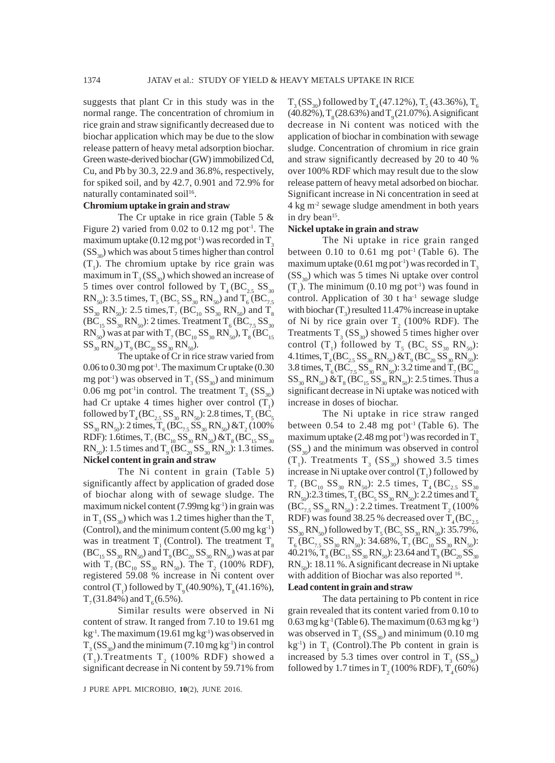suggests that plant Cr in this study was in the normal range. The concentration of chromium in rice grain and straw significantly decreased due to biochar application which may be due to the slow release pattern of heavy metal adsorption biochar. Green waste-derived biochar (GW) immobilized Cd, Cu, and Pb by 30.3, 22.9 and 36.8%, respectively, for spiked soil, and by 42.7, 0.901 and 72.9% for naturally contaminated soil[16].

**Chromium uptake in grain and straw**

The Cr uptake in rice grain (Table 5 & Figure 2) varied from 0.02 to 0.12 mg pot$^{-1}$. The maximum uptake (0.12 mg pot$^{-1}$) was recorded in $T_3$ ($SS_{30}$) which was about 5 times higher than control ($T_1$). The chromium uptake by rice grain was maximum in $T_3$ ($SS_{30}$) which showed an increase of 5 times over control followed by $T_4$ ($BC_{2.5}$ $SS_{30}$ $RN_{50}$): 3.5 times, $T_5$ ($BC_5$ $SS_{30}$ $RN_{50}$) and $T_6$ ($BC_{7.5}$ $SS_{30}$ $RN_{50}$): 2.5 times, $T_7$ ($BC_{10}$ $SS_{30}$ $RN_{50}$) and $T_8$ ($BC_{15}$ $SS_{30}$ $RN_{50}$): 2 times. Treatment $T_6$ ($BC_{7.5}$ $SS_{30}$ $RN_{50}$) was at par with $T_7$ ($BC_{10}$ $SS_{30}$ $RN_{50}$), $T_8$ ($BC_{15}$ $SS_{30}$ $RN_{50}$) $T_9$ ($BC_{20}$ $SS_{30}$ $RN_{50}$).

The uptake of Cr in rice straw varied from 0.06 to 0.30 mg pot$^{-1}$. The maximum Cr uptake (0.30 mg pot$^{-1}$) was observed in $T_3$ ($SS_{30}$) and minimum 0.06 mg pot$^{-1}$in control. The treatment $T_3$ ($SS_{30}$) had Cr uptake 4 times higher over control ($T_1$) followed by $T_4$ ($BC_{2.5}$ $SS_{30}$ $RN_{50}$): 2.8 times, $T_5$ ($BC_5$ $SS_{30}$ $RN_{50}$): 2 times, $T_6$ ($BC_{7.5}$ $SS_{30}$ $RN_{50}$) & $T_2$ (100% RDF): 1.6times, $T_7$ ($BC_{10}$ $SS_{30}$ $RN_{50}$) & $T_8$ ($BC_{15}$ $SS_{30}$ $RN_{50}$): 1.5 times and $T_9$ ($BC_{20}$ $SS_{30}$ $RN_{50}$): 1.3 times.

**Nickel content in grain and straw**

The Ni content in grain (Table 5) significantly affect by application of graded dose of biochar along with of sewage sludge. The maximum nickel content (7.99mg kg$^{-1}$) in grain was in $T_3$ ($SS_{30}$) which was 1.2 times higher than the $T_1$ (Control), and the minimum content (5.00 mg kg$^{-1}$) was in treatment $T_1$ (Control). The treatment $T_8$ ($BC_{15}$ $SS_{30}$ $RN_{50}$) and $T_9$ ($BC_{20}$ $SS_{30}$ $RN_{50}$) was at par with $T_7$ ($BC_{10}$ $SS_{30}$ $RN_{50}$). The $T_2$ (100% RDF), registered 59.08 % increase in Ni content over control ($T_1$) followed by $T_9$ (40.90%), $T_8$ (41.16%), $T_7$ (31.84%) and $T_6$ (6.5%).

Similar results were observed in Ni content of straw. It ranged from 7.10 to 19.61 mg kg$^{-1}$. The maximum (19.61 mg kg$^{-1}$) was observed in $T_3$ ($SS_{30}$) and the minimum (7.10 mg kg$^{-1}$) in control ($T_1$).Treatments $T_2$ (100% RDF) showed a significant decrease in Ni content by 59.71% from $T_3$ ($SS_{30}$) followed by $T_4$ (47.12%), $T_5$ (43.36%), $T_6$ (40.82%), $T_8$ (28.63%) and $T_9$ (21.07%). A significant decrease in Ni content was noticed with the application of biochar in combination with sewage sludge. Concentration of chromium in rice grain and straw significantly decreased by 20 to 40 % over 100% RDF which may result due to the slow release pattern of heavy metal adsorbed on biochar. Significant increase in Ni concentration in seed at 4 kg m$^{-2}$ sewage sludge amendment in both years in dry bean[15].

**Nickel uptake in grain and straw**

The Ni uptake in rice grain ranged between 0.10 to 0.61 mg pot$^{-1}$ (Table 6). The maximum uptake (0.61 mg pot$^{-1}$) was recorded in $T_3$ ($SS_{30}$) which was 5 times Ni uptake over control ($T_1$). The minimum (0.10 mg pot$^{-1}$) was found in control. Application of 30 t ha$^{-1}$ sewage sludge with biochar ($T_3$) resulted 11.47% increase in uptake of Ni by rice grain over $T_2$ (100% RDF). The Treatments $T_3$ ($SS_{30}$) showed 5 times higher over control ($T_1$) followed by $T_5$ ($BC_5$ $SS_{30}$ $RN_{50}$): 4.1times, $T_4$ ($BC_{2.5}$ $SS_{30}$ $RN_{50}$) & $T_9$ ($BC_{20}$ $SS_{30}$ $RN_{50}$): 3.8 times, $T_6$ ($BC_{7.5}$ $SS_{30}$ $RN_{50}$): 3.2 time and $T_7$ ($BC_{10}$ $SS_{30}$ $RN_{50}$) & $T_8$ ($BC_{15}$ $SS_{30}$ $RN_{50}$): 2.5 times. Thus a significant decrease in Ni uptake was noticed with increase in doses of biochar.

The Ni uptake in rice straw ranged between 0.54 to 2.48 mg pot$^{-1}$ (Table 6). The maximum uptake (2.48 mg pot$^{-1}$) was recorded in $T_3$ ($SS_{30}$) and the minimum was observed in control ($T_1$). Treatments $T_3$ ($SS_{30}$) showed 3.5 times increase in Ni uptake over control ($T_1$) followed by $T_7$ ($BC_{10}$ $SS_{30}$ $RN_{50}$): 2.5 times, $T_4$ ($BC_{2.5}$ $SS_{30}$ $RN_{50}$):2.3 times, $T_5$ ($BC_5$ $SS_{30}$ $RN_{50}$): 2.2 times and $T_6$ ($BC_{7.5}$ $SS_{30}$ $RN_{50}$) : 2.2 times. Treatment $T_2$ (100% RDF) was found 38.25 % decreased over $T_4$ ($BC_{2.5}$ $SS_{30}$ $RN_{50}$) followed by $T_5$ ($BC_5$ $SS_{30}$ $RN_{50}$): 35.79%, $T_6$ ($BC_{7.5}$ $SS_{30}$ $RN_{50}$): 34.68%, $T_7$ ($BC_{10}$ $SS_{30}$ $RN_{50}$): 40.21%, $T_8$ ($BC_{15}$ $SS_{30}$ $RN_{50}$): 23.64 and $T_9$ ($BC_{20}$ $SS_{30}$ $RN_{50}$): 18.11 %. A significant decrease in Ni uptake with addition of Biochar was also reported [16].

**Lead content in grain and straw**

The data pertaining to Pb content in rice grain revealed that its content varied from 0.10 to 0.63 mg kg$^{-1}$ (Table 6). The maximum (0.63 mg kg$^{-1}$) was observed in $T_3$ ($SS_{30}$) and minimum (0.10 mg kg$^{-1}$) in $T_1$ (Control).The Pb content in grain is increased by 5.3 times over control in $T_3$ ($SS_{30}$) followed by 1.7 times in $T_2$ (100% RDF), $T_4$ (60%)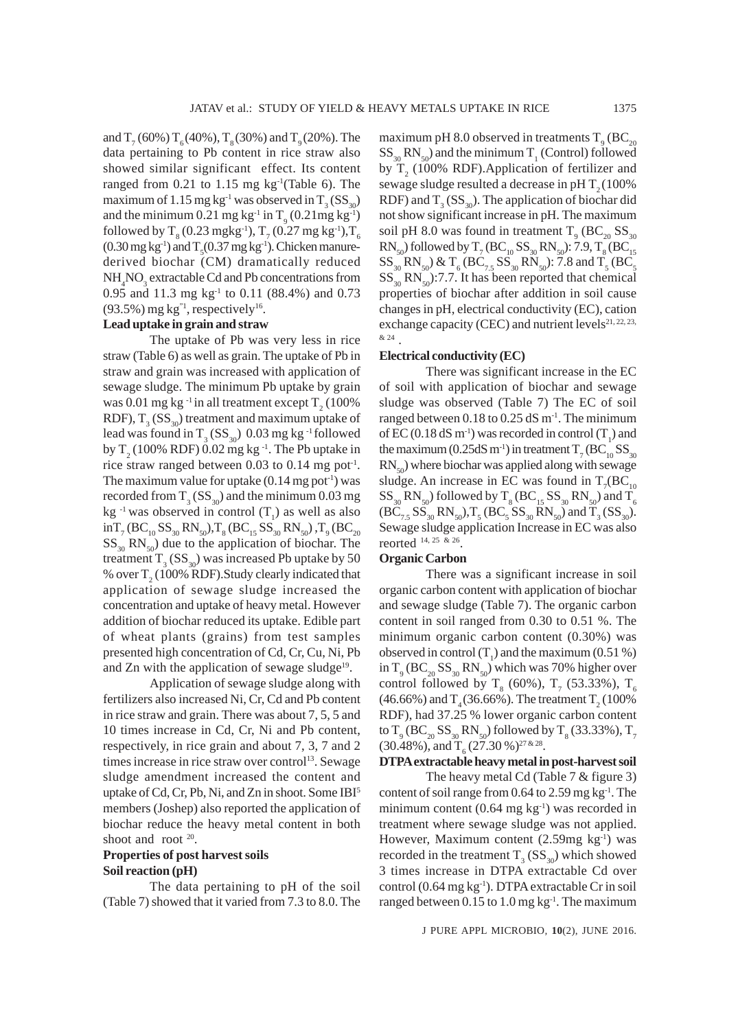and $T_7$ (60%) $T_6$ (40%), $T_8$ (30%) and $T_9$ (20%). The data pertaining to Pb content in rice straw also showed similar significant effect. Its content ranged from 0.21 to 1.15 mg $kg^{-1}$ (Table 6). The maximum of 1.15 mg $kg^{-1}$ was observed in $T_3$ ($SS_{30}$) and the minimum 0.21 mg $kg^{-1}$ in $T_9$ (0.21mg $kg^{-1}$) followed by $T_8$ (0.23 mg$kg^{-1}$), $T_7$ (0.27 mg $kg^{-1}$), $T_6$ (0.30 mg $kg^{-1}$) and $T_5$ (0.37 mg $kg^{-1}$). Chicken manure-derived biochar (CM) dramatically reduced $NH_4NO_3$ extractable Cd and Pb concentrations from 0.95 and 11.3 mg $kg^{-1}$ to 0.11 (88.4%) and 0.73 (93.5%) mg $kg^{-1}$, respectively[16].

### Lead uptake in grain and straw

The uptake of Pb was very less in rice straw (Table 6) as well as grain. The uptake of Pb in straw and grain was increased with application of sewage sludge. The minimum Pb uptake by grain was 0.01 mg $kg^{-1}$ in all treatment except $T_2$ (100% RDF), $T_3$ ($SS_{30}$) treatment and maximum uptake of lead was found in $T_3$ ($SS_{30}$) 0.03 mg $kg^{-1}$ followed by $T_2$ (100% RDF) 0.02 mg $kg^{-1}$. The Pb uptake in rice straw ranged between 0.03 to 0.14 mg $pot^{-1}$. The maximum value for uptake (0.14 mg $pot^{-1}$) was recorded from $T_3$ ($SS_{30}$) and the minimum 0.03 mg $kg^{-1}$ was observed in control ($T_1$) as well as also in $T_7$ ($BC_{10}$ $SS_{30}$ $RN_{50}$), $T_8$ ($BC_{15}$ $SS_{30}$ $RN_{50}$), $T_9$ ($BC_{20}$ $SS_{30}$ $RN_{50}$) due to the application of biochar. The treatment $T_3$ ($SS_{30}$) was increased Pb uptake by 50 % over $T_2$ (100% RDF). Study clearly indicated that application of sewage sludge increased the concentration and uptake of heavy metal. However addition of biochar reduced its uptake. Edible part of wheat plants (grains) from test samples presented high concentration of Cd, Cr, Cu, Ni, Pb and Zn with the application of sewage sludge[19].

Application of sewage sludge along with fertilizers also increased Ni, Cr, Cd and Pb content in rice straw and grain. There was about 7, 5, 5 and 10 times increase in Cd, Cr, Ni and Pb content, respectively, in rice grain and about 7, 3, 7 and 2 times increase in rice straw over control[13]. Sewage sludge amendment increased the content and uptake of Cd, Cr, Pb, Ni, and Zn in shoot. Some IBI[5] members (Joshep) also reported the application of biochar reduce the heavy metal content in both shoot and root [20].

### Properties of post harvest soils

### Soil reaction (pH)

The data pertaining to pH of the soil (Table 7) showed that it varied from 7.3 to 8.0. The maximum pH 8.0 observed in treatments $T_9$ ($BC_{20}$ $SS_{30}$ $RN_{50}$) and the minimum $T_1$ (Control) followed by $T_2$ (100% RDF). Application of fertilizer and sewage sludge resulted a decrease in pH $T_2$ (100% RDF) and $T_3$ ($SS_{30}$). The application of biochar did not show significant increase in pH. The maximum soil pH 8.0 was found in treatment $T_9$ ($BC_{20}$ $SS_{30}$ $RN_{50}$) followed by $T_7$ ($BC_{10}$ $SS_{30}$ $RN_{50}$): 7.9, $T_8$ ($BC_{15}$ $SS_{30}$ $RN_{50}$) & $T_6$ ($BC_{7.5}$ $SS_{30}$ $RN_{50}$): 7.8 and $T_5$ ($BC_5$ $SS_{30}$ $RN_{50}$): 7.7. It has been reported that chemical properties of biochar after addition in soil cause changes in pH, electrical conductivity (EC), cation exchange capacity (CEC) and nutrient levels[21, 22, 23, & 24].

### Electrical conductivity (EC)

There was significant increase in the EC of soil with application of biochar and sewage sludge was observed (Table 7) The EC of soil ranged between 0.18 to 0.25 dS $m^{-1}$. The minimum of EC (0.18 dS $m^{-1}$) was recorded in control ($T_1$) and the maximum (0.25dS $m^{-1}$) in treatment $T_7$ ($BC_{10}$ $SS_{30}$ $RN_{50}$) where biochar was applied along with sewage sludge. An increase in EC was found in $T_7$ ($BC_{10}$ $SS_{30}$ $RN_{50}$) followed by $T_8$ ($BC_{15}$ $SS_{30}$ $RN_{50}$) and $T_6$ ($BC_{7.5}$ $SS_{30}$ $RN_{50}$), $T_5$ ($BC_5$ $SS_{30}$ $RN_{50}$) and $T_3$ ($SS_{30}$). Sewage sludge application Increase in EC was also reorted [14, 25 & 26].

### Organic Carbon

There was a significant increase in soil organic carbon content with application of biochar and sewage sludge (Table 7). The organic carbon content in soil ranged from 0.30 to 0.51 %. The minimum organic carbon content (0.30%) was observed in control ($T_1$) and the maximum (0.51 %) in $T_9$ ($BC_{20}$ $SS_{30}$ $RN_{50}$) which was 70% higher over control followed by $T_8$ (60%), $T_7$ (53.33%), $T_6$ (46.66%) and $T_4$ (36.66%). The treatment $T_2$ (100% RDF), had 37.25 % lower organic carbon content to $T_9$ ($BC_{20}$ $SS_{30}$ $RN_{50}$) followed by $T_8$ (33.33%), $T_7$ (30.48%), and $T_6$ (27.30 %)[27 & 28].

### DTPA extractable heavy metal in post-harvest soil

The heavy metal Cd (Table 7 & figure 3) content of soil range from 0.64 to 2.59 mg $kg^{-1}$. The minimum content (0.64 mg $kg^{-1}$) was recorded in treatment where sewage sludge was not applied. However, Maximum content (2.59mg $kg^{-1}$) was recorded in the treatment $T_3$ ($SS_{30}$) which showed 3 times increase in DTPA extractable Cd over control (0.64 mg $kg^{-1}$). DTPA extractable Cr in soil ranged between 0.15 to 1.0 mg $kg^{-1}$. The maximum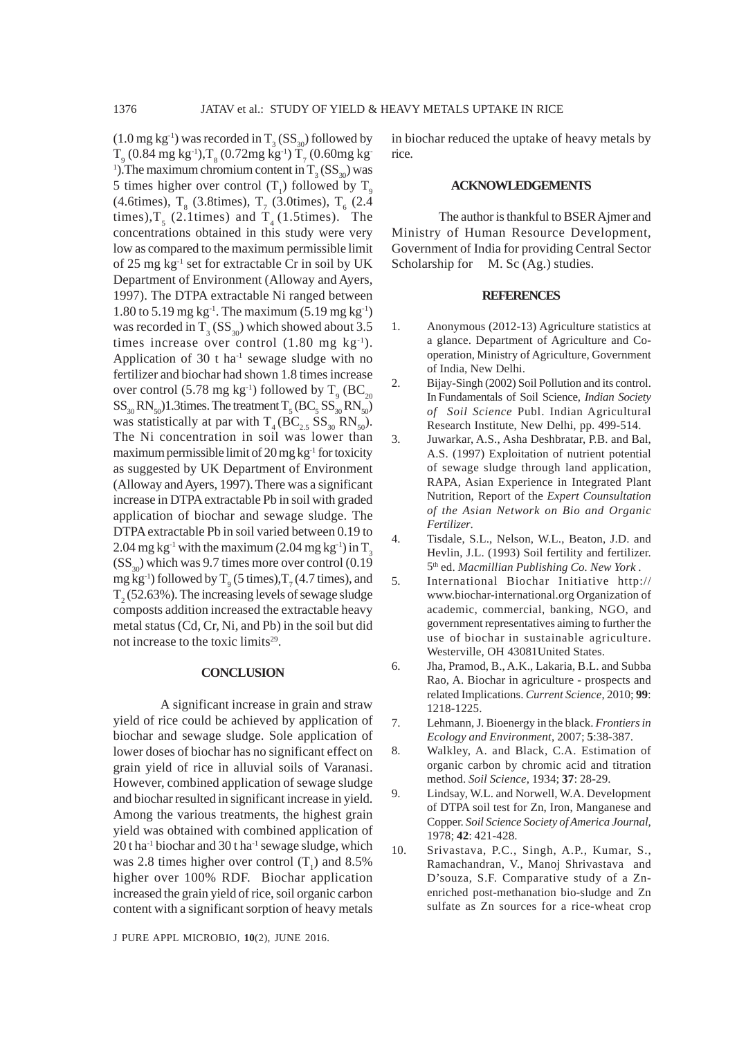(1.0 mg $kg^{-1}$) was recorded in $T_3$ ($SS_{30}$) followed by $T_9$ (0.84 mg $kg^{-1}$),$T_8$ (0.72mg $kg^{-1}$) $T_7$ (0.60mg $kg^{-1}$).The maximum chromium content in $T_3$ ($SS_{30}$) was 5 times higher over control ($T_1$) followed by $T_9$ (4.6times), $T_8$ (3.8times), $T_7$ (3.0times), $T_6$ (2.4 times),$T_5$ (2.1times) and $T_4$ (1.5times). The concentrations obtained in this study were very low as compared to the maximum permissible limit of 25 mg $kg^{-1}$ set for extractable Cr in soil by UK Department of Environment (Alloway and Ayers, 1997). The DTPA extractable Ni ranged between 1.80 to 5.19 mg $kg^{-1}$. The maximum (5.19 mg $kg^{-1}$) was recorded in $T_3$ ($SS_{30}$) which showed about 3.5 times increase over control (1.80 mg $kg^{-1}$). Application of 30 t $ha^{-1}$ sewage sludge with no fertilizer and biochar had shown 1.8 times increase over control (5.78 mg $kg^{-1}$) followed by $T_9$ ($BC_{20}$ $SS_{30}$ $RN_{50}$)1.3times. The treatment $T_5$ ($BC_5$ $SS_{30}$ $RN_{50}$) was statistically at par with $T_4$ ($BC_{2.5}$ $SS_{30}$ $RN_{50}$). The Ni concentration in soil was lower than maximum permissible limit of 20 mg $kg^{-1}$ for toxicity as suggested by UK Department of Environment (Alloway and Ayers, 1997). There was a significant increase in DTPA extractable Pb in soil with graded application of biochar and sewage sludge. The DTPA extractable Pb in soil varied between 0.19 to 2.04 mg $kg^{-1}$ with the maximum (2.04 mg $kg^{-1}$) in $T_3$ ($SS_{30}$) which was 9.7 times more over control (0.19 mg $kg^{-1}$) followed by $T_9$ (5 times),$T_7$ (4.7 times), and $T_2$ (52.63%). The increasing levels of sewage sludge composts addition increased the extractable heavy metal status (Cd, Cr, Ni, and Pb) in the soil but did not increase to the toxic limits[29].

## CONCLUSION

A significant increase in grain and straw yield of rice could be achieved by application of biochar and sewage sludge. Sole application of lower doses of biochar has no significant effect on grain yield of rice in alluvial soils of Varanasi. However, combined application of sewage sludge and biochar resulted in significant increase in yield. Among the various treatments, the highest grain yield was obtained with combined application of 20 t $ha^{-1}$ biochar and 30 t $ha^{-1}$ sewage sludge, which was 2.8 times higher over control ($T_1$) and 8.5% higher over 100% RDF. Biochar application increased the grain yield of rice, soil organic carbon content with a significant sorption of heavy metals in biochar reduced the uptake of heavy metals by rice.

## ACKNOWLEDGEMENTS

The author is thankful to BSER Ajmer and Ministry of Human Resource Development, Government of India for providing Central Sector Scholarship for M. Sc (Ag.) studies.

## REFERENCES

1. Anonymous (2012-13) Agriculture statistics at a glance. Department of Agriculture and Co-operation, Ministry of Agriculture, Government of India, New Delhi.
2. Bijay-Singh (2002) Soil Pollution and its control. In Fundamentals of Soil Science, *Indian Society of Soil Science* Publ. Indian Agricultural Research Institute, New Delhi, pp. 499-514.
3. Juwarkar, A.S., Asha Deshbratar, P.B. and Bal, A.S. (1997) Exploitation of nutrient potential of sewage sludge through land application, RAPA, Asian Experience in Integrated Plant Nutrition, Report of the *Expert Counsultation of the Asian Network on Bio and Organic Fertilizer*.
4. Tisdale, S.L., Nelson, W.L., Beaton, J.D. and Hevlin, J.L. (1993) Soil fertility and fertilizer. 5th ed. *Macmillian Publishing Co. New York* .
5. International Biochar Initiative http://www.biochar-international.org Organization of academic, commercial, banking, NGO, and government representatives aiming to further the use of biochar in sustainable agriculture. Westerville, OH 43081United States.
6. Jha, Pramod, B., A.K., Lakaria, B.L. and Subba Rao, A. Biochar in agriculture - prospects and related Implications. *Current Science*, 2010; **99**: 1218-1225.
7. Lehmann, J. Bioenergy in the black. *Frontiers in Ecology and Environment*, 2007; **5**:38-387.
8. Walkley, A. and Black, C.A. Estimation of organic carbon by chromic acid and titration method. *Soil Science*, 1934; **37**: 28-29.
9. Lindsay, W.L. and Norwell, W.A. Development of DTPA soil test for Zn, Iron, Manganese and Copper. *Soil Science Society of America Journal*, 1978; **42**: 421-428.
10. Srivastava, P.C., Singh, A.P., Kumar, S., Ramachandran, V., Manoj Shrivastava and D'souza, S.F. Comparative study of a Zn-enriched post-methanation bio-sludge and Zn sulfate as Zn sources for a rice-wheat crop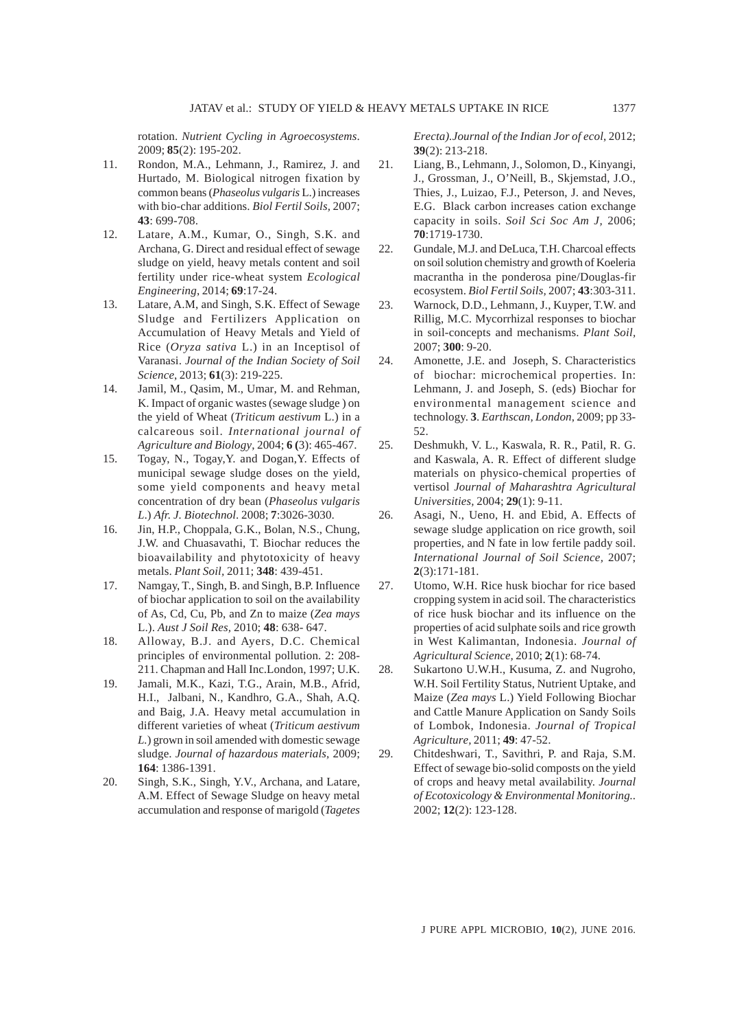rotation. *Nutrient Cycling in Agroecosystems*. 2009; **85**(2): 195-202.

11. Rondon, M.A., Lehmann, J., Ramirez, J. and Hurtado, M. Biological nitrogen fixation by common beans (*Phaseolus vulgaris* L.) increases with bio-char additions. *Biol Fertil Soils*, 2007; **43**: 699-708.
12. Latare, A.M., Kumar, O., Singh, S.K. and Archana, G. Direct and residual effect of sewage sludge on yield, heavy metals content and soil fertility under rice-wheat system *Ecological Engineering*, 2014; **69**:17-24.
13. Latare, A.M, and Singh, S.K. Effect of Sewage Sludge and Fertilizers Application on Accumulation of Heavy Metals and Yield of Rice (*Oryza sativa* L.) in an Inceptisol of Varanasi. *Journal of the Indian Society of Soil Science*, 2013; **61**(3): 219-225.
14. Jamil, M., Qasim, M., Umar, M. and Rehman, K. Impact of organic wastes (sewage sludge ) on the yield of Wheat (*Triticum aestivum* L.) in a calcareous soil. *International journal of Agriculture and Biology*, 2004; **6 (**3): 465-467.
15. Togay, N., Togay,Y. and Dogan,Y. Effects of municipal sewage sludge doses on the yield, some yield components and heavy metal concentration of dry bean (*Phaseolus vulgaris L.*) *Afr. J. Biotechnol*. 2008; **7**:3026-3030.
16. Jin, H.P., Choppala, G.K., Bolan, N.S., Chung, J.W. and Chuasavathi, T. Biochar reduces the bioavailability and phytotoxicity of heavy metals. *Plant Soil*, 2011; **348**: 439-451.
17. Namgay, T., Singh, B. and Singh, B.P. Influence of biochar application to soil on the availability of As, Cd, Cu, Pb, and Zn to maize (*Zea mays* L.). *Aust J Soil Res*, 2010; **48**: 638- 647.
18. Alloway, B.J. and Ayers, D.C. Chemical principles of environmental pollution. 2: 208-211. Chapman and Hall Inc.London, 1997; U.K.
19. Jamali, M.K., Kazi, T.G., Arain, M.B., Afrid, H.I., Jalbani, N., Kandhro, G.A., Shah, A.Q. and Baig, J.A. Heavy metal accumulation in different varieties of wheat (*Triticum aestivum L.*) grown in soil amended with domestic sewage sludge. *Journal of hazardous materials*, 2009; **164**: 1386-1391.
20. Singh, S.K., Singh, Y.V., Archana, and Latare, A.M. Effect of Sewage Sludge on heavy metal accumulation and response of marigold (*Tagetes Erecta).Journal of the Indian Jor of ecol*, 2012; **39**(2): 213-218.
21. Liang, B., Lehmann, J., Solomon, D., Kinyangi, J., Grossman, J., O'Neill, B., Skjemstad, J.O., Thies, J., Luizao, F.J., Peterson, J. and Neves, E.G. Black carbon increases cation exchange capacity in soils. *Soil Sci Soc Am J,* 2006; **70**:1719-1730.
22. Gundale, M.J. and DeLuca, T.H. Charcoal effects on soil solution chemistry and growth of Koeleria macrantha in the ponderosa pine/Douglas-fir ecosystem. *Biol Fertil Soils,* 2007; **43**:303-311.
23. Warnock, D.D., Lehmann, J., Kuyper, T.W. and Rillig, M.C. Mycorrhizal responses to biochar in soil-concepts and mechanisms. *Plant Soil*, 2007; **300**: 9-20.
24. Amonette, J.E. and Joseph, S. Characteristics of biochar: microchemical properties. In: Lehmann, J. and Joseph, S. (eds) Biochar for environmental management science and technology. **3**. *Earthscan, London*, 2009; pp 33-52.
25. Deshmukh, V. L., Kaswala, R. R., Patil, R. G. and Kaswala, A. R. Effect of different sludge materials on physico-chemical properties of vertisol *Journal of Maharashtra Agricultural Universities*, 2004; **29**(1): 9-11.
26. Asagi, N., Ueno, H. and Ebid, A. Effects of sewage sludge application on rice growth, soil properties, and N fate in low fertile paddy soil. *International Journal of Soil Science,* 2007; **2**(3):171-181.
27. Utomo, W.H. Rice husk biochar for rice based cropping system in acid soil. The characteristics of rice husk biochar and its influence on the properties of acid sulphate soils and rice growth in West Kalimantan, Indonesia. *Journal of Agricultural Science,* 2010; **2**(1): 68-74.
28. Sukartono U.W.H., Kusuma, Z. and Nugroho, W.H. Soil Fertility Status, Nutrient Uptake, and Maize (*Zea mays* L.) Yield Following Biochar and Cattle Manure Application on Sandy Soils of Lombok, Indonesia. *Journal of Tropical Agriculture,* 2011; **49**: 47-52.
29. Chitdeshwari, T., Savithri, P. and Raja, S.M. Effect of sewage bio-solid composts on the yield of crops and heavy metal availability. *Journal of Ecotoxicology & Environmental Monitoring.*. 2002; **12**(2): 123-128.